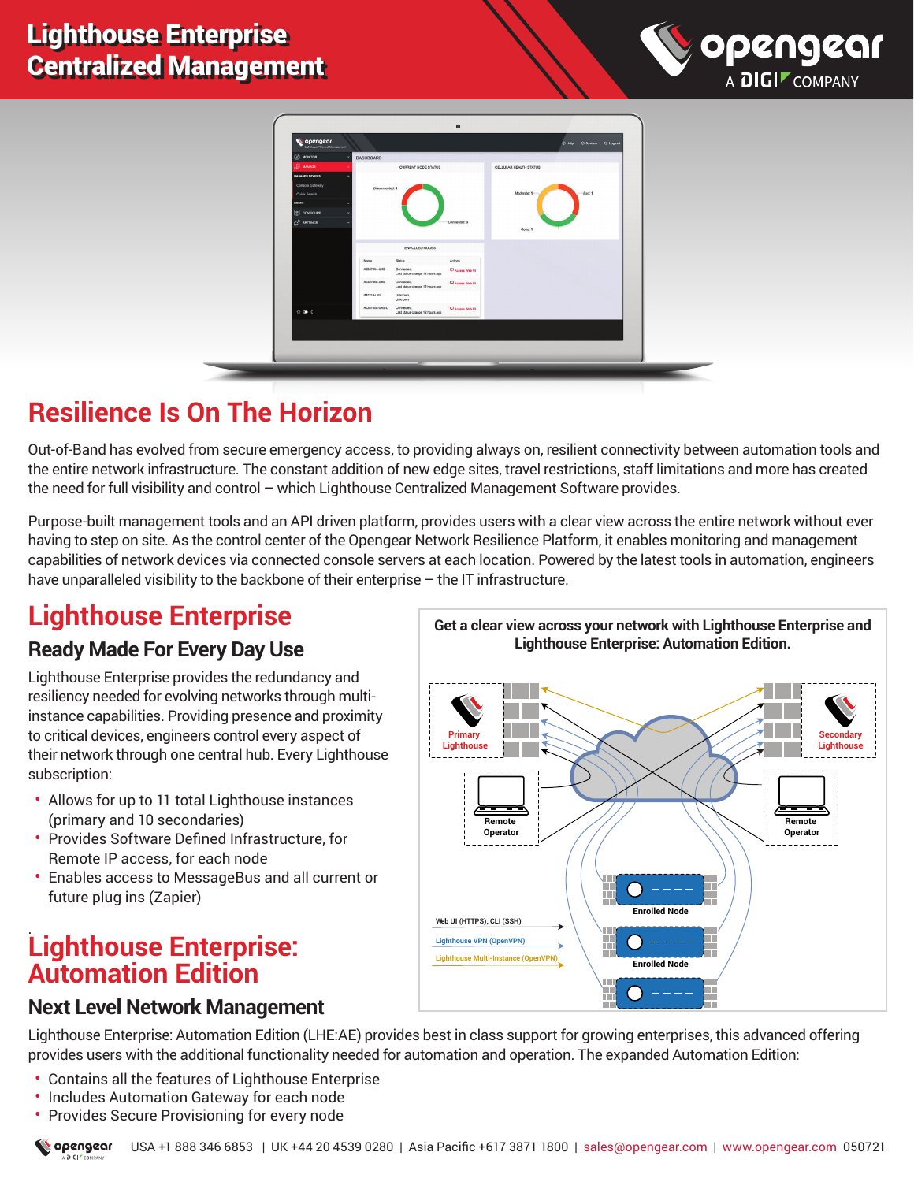# Lighthouse Enterprise Centralized Management

## Resilience Is On The Horizon

Out-of-Band has evolved from secure emergency access, to providing always on, resilient connectivity between automation tools and the entire network infrastructure. The constant addition of new edge sites, travel restrictions, staff limitations and more has created the need for full visibility and control – which Lighthouse Centralized Management Software provides.

Purpose-built management tools and an API driven platform, provides users with a clear view across the entire network without ever having to step on site. As the control center of the Opengear Network Resilience Platform, it enables monitoring and management capabilities of network devices via connected console servers at each location. Powered by the latest tools in automation, engineers have unparalleled visibility to the backbone of their enterprise – the IT infrastructure.

## Lighthouse Enterprise

### Ready Made For Every Day Use

Lighthouse Enterprise provides the redundancy and resiliency needed for evolving networks through multi-instance capabilities. Providing presence and proximity to critical devices, engineers control every aspect of their network through one central hub. Every Lighthouse subscription:

- Allows for up to 11 total Lighthouse instances (primary and 10 secondaries)
- Provides Software Defined Infrastructure, for Remote IP access, for each node
- Enables access to MessageBus and all current or future plug ins (Zapier)

**Get a clear view across your network with Lighthouse Enterprise and Lighthouse Enterprise: Automation Edition.**

Primary Lighthouse | Secondary Lighthouse | Remote Operator | Remote Operator | Enrolled Node | Enrolled Node

Web UI (HTTPS), CLI (SSH)
Lighthouse VPN (OpenVPN)
Lighthouse Multi-Instance (OpenVPN)

## Lighthouse Enterprise: Automation Edition

### Next Level Network Management

Lighthouse Enterprise: Automation Edition (LHE:AE) provides best in class support for growing enterprises, this advanced offering provides users with the additional functionality needed for automation and operation. The expanded Automation Edition:

- Contains all the features of Lighthouse Enterprise
- Includes Automation Gateway for each node
- Provides Secure Provisioning for every node

USA +1 888 346 6853 | UK +44 20 4539 0280 | Asia Pacific +617 3871 1800 | sales@opengear.com | www.opengear.com 050721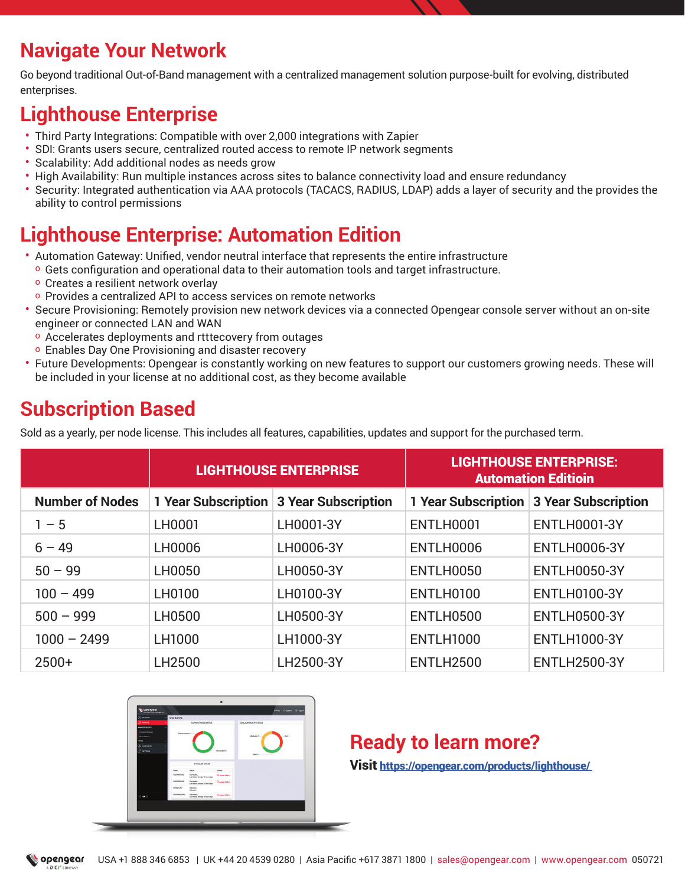## Navigate Your Network

Go beyond traditional Out-of-Band management with a centralized management solution purpose-built for evolving, distributed enterprises.

## Lighthouse Enterprise

- Third Party Integrations: Compatible with over 2,000 integrations with Zapier
- SDI: Grants users secure, centralized routed access to remote IP network segments
- Scalability: Add additional nodes as needs grow
- High Availability: Run multiple instances across sites to balance connectivity load and ensure redundancy
- Security: Integrated authentication via AAA protocols (TACACS, RADIUS, LDAP) adds a layer of security and the provides the ability to control permissions

## Lighthouse Enterprise: Automation Edition

- Automation Gateway: Unified, vendor neutral interface that represents the entire infrastructure
  - Gets configuration and operational data to their automation tools and target infrastructure.
  - Creates a resilient network overlay
  - Provides a centralized API to access services on remote networks
- Secure Provisioning: Remotely provision new network devices via a connected Opengear console server without an on-site engineer or connected LAN and WAN
  - Accelerates deployments and rtttecovery from outages
  - Enables Day One Provisioning and disaster recovery
- Future Developments: Opengear is constantly working on new features to support our customers growing needs. These will be included in your license at no additional cost, as they become available

## Subscription Based

Sold as a yearly, per node license. This includes all features, capabilities, updates and support for the purchased term.

| | LIGHTHOUSE ENTERPRISE | | LIGHTHOUSE ENTERPRISE: Automation Editioin | |
|---|---|---|---|---|
| **Number of Nodes** | **1 Year Subscription** | **3 Year Subscription** | **1 Year Subscription** | **3 Year Subscription** |
| 1 – 5 | LH0001 | LH0001-3Y | ENTLH0001 | ENTLH0001-3Y |
| 6 – 49 | LH0006 | LH0006-3Y | ENTLH0006 | ENTLH0006-3Y |
| 50 – 99 | LH0050 | LH0050-3Y | ENTLH0050 | ENTLH0050-3Y |
| 100 – 499 | LH0100 | LH0100-3Y | ENTLH0100 | ENTLH0100-3Y |
| 500 – 999 | LH0500 | LH0500-3Y | ENTLH0500 | ENTLH0500-3Y |
| 1000 – 2499 | LH1000 | LH1000-3Y | ENTLH1000 | ENTLH1000-3Y |
| 2500+ | LH2500 | LH2500-3Y | ENTLH2500 | ENTLH2500-3Y |

## Ready to learn more?

**Visit** https://opengear.com/products/lighthouse/

USA +1 888 346 6853 | UK +44 20 4539 0280 | Asia Pacific +617 3871 1800 | sales@opengear.com | www.opengear.com 050721